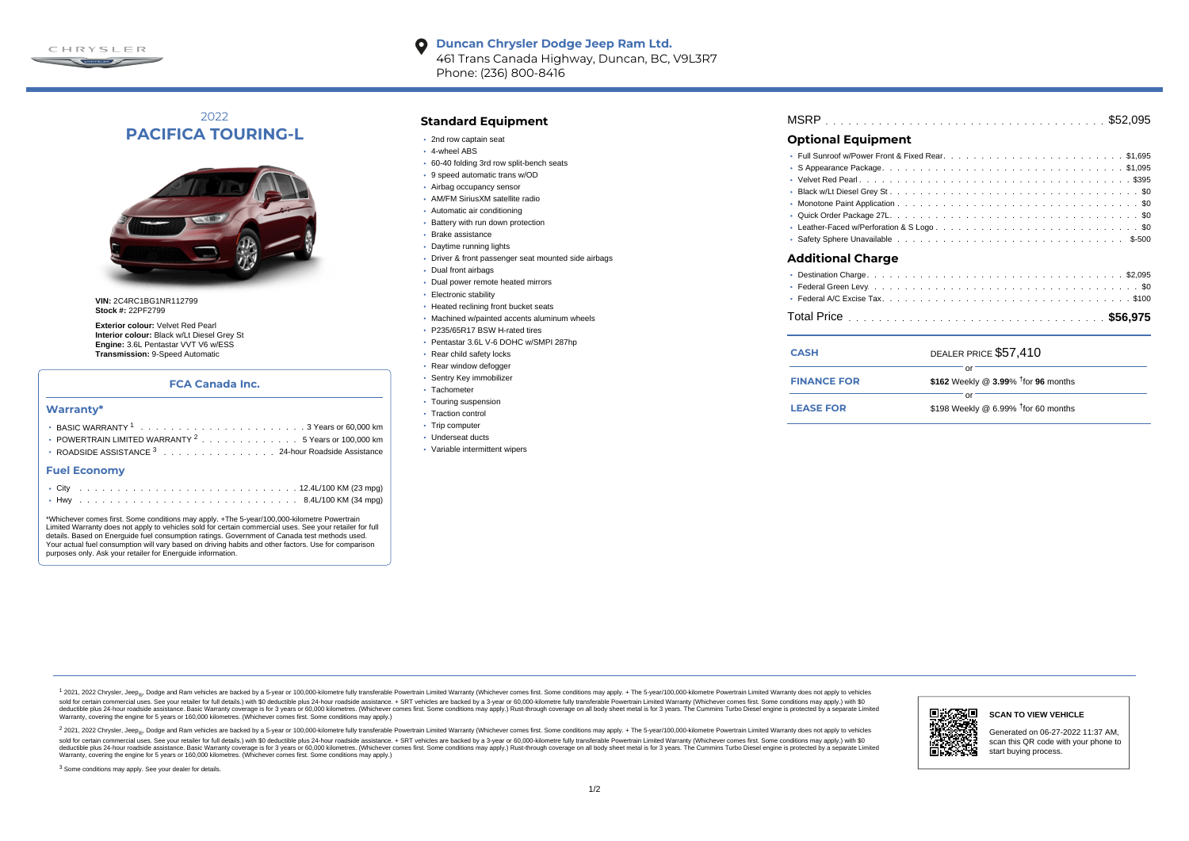**Duncan Chrysler Dodge Jeep Ram Ltd.**
461 Trans Canada Highway, Duncan, BC, V9L3R7
Phone: (236) 800-8416

## 2022 PACIFICA TOURING-L

**VIN:** 2C4RC1BG1NR112799
**Stock #:** 22PF2799

**Exterior colour:** Velvet Red Pearl
**Interior colour:** Black w/Lt Diesel Grey St
**Engine:** 3.6L Pentastar VVT V6 w/ESS
**Transmission:** 9-Speed Automatic

### FCA Canada Inc.

#### Warranty*

- BASIC WARRANTY [1] . . . 3 Years or 60,000 km
- POWERTRAIN LIMITED WARRANTY [2] . . . 5 Years or 100,000 km
- ROADSIDE ASSISTANCE [3] . . . 24-hour Roadside Assistance

#### Fuel Economy

- City . . . 12.4L/100 KM (23 mpg)
- Hwy . . . 8.4L/100 KM (34 mpg)

*Whichever comes first. Some conditions may apply. +The 5-year/100,000-kilometre Powertrain Limited Warranty does not apply to vehicles sold for certain commercial uses. See your retailer for full details. Based on Energuide fuel consumption ratings. Government of Canada test methods used. Your actual fuel consumption will vary based on driving habits and other factors. Use for comparison purposes only. Ask your retailer for Energuide information.

## Standard Equipment

- 2nd row captain seat
- 4-wheel ABS
- 60-40 folding 3rd row split-bench seats
- 9 speed automatic trans w/OD
- Airbag occupancy sensor
- AM/FM SiriusXM satellite radio
- Automatic air conditioning
- Battery with run down protection
- Brake assistance
- Daytime running lights
- Driver & front passenger seat mounted side airbags
- Dual front airbags
- Dual power remote heated mirrors
- Electronic stability
- Heated reclining front bucket seats
- Machined w/painted accents aluminum wheels
- P235/65R17 BSW H-rated tires
- Pentastar 3.6L V-6 DOHC w/SMPI 287hp
- Rear child safety locks
- Rear window defogger
- Sentry Key immobilizer
- Tachometer
- Touring suspension
- Traction control
- Trip computer
- Underseat ducts
- Variable intermittent wipers

MSRP . . . $52,095

## Optional Equipment

- Full Sunroof w/Power Front & Fixed Rear . . . $1,695
- S Appearance Package . . . $1,095
- Velvet Red Pearl . . . $395
- Black w/Lt Diesel Grey St . . . $0
- Monotone Paint Application . . . $0
- Quick Order Package 27L . . . $0
- Leather-Faced w/Perforation & S Logo . . . $0
- Safety Sphere Unavailable . . . $-500

## Additional Charge

- Destination Charge . . . $2,095
- Federal Green Levy . . . $0
- Federal A/C Excise Tax . . . $100

Total Price . . . **$56,975**

| | |
|---|---|
| **CASH** | DEALER PRICE $57,410 |
| | or |
| **FINANCE FOR** | **$162** Weekly @ **3.99**% †for **96** months |
| | or |
| **LEASE FOR** | $198 Weekly @ 6.99% †for 60 months |

[1] 2021, 2022 Chrysler, Jeep®, Dodge and Ram vehicles are backed by a 5-year or 100,000-kilometre fully transferable Powertrain Limited Warranty (Whichever comes first. Some conditions may apply. + The 5-year/100,000-kilometre Powertrain Limited Warranty does not apply to vehicles sold for certain commercial uses. See your retailer for full details.) with $0 deductible plus 24-hour roadside assistance. + SRT vehicles are backed by a 3-year or 60,000-kilometre fully transferable Powertrain Limited Warranty (Whichever comes first. Some conditions may apply.) with $0 deductible plus 24-hour roadside assistance. Basic Warranty coverage is for 3 years or 60,000 kilometres. (Whichever comes first. Some conditions may apply.) Rust-through coverage on all body sheet metal is for 3 years. The Cummins Turbo Diesel engine is protected by a separate Limited Warranty, covering the engine for 5 years or 160,000 kilometres. (Whichever comes first. Some conditions may apply.)

[2] 2021, 2022 Chrysler, Jeep®, Dodge and Ram vehicles are backed by a 5-year or 100,000-kilometre fully transferable Powertrain Limited Warranty (Whichever comes first. Some conditions may apply. + The 5-year/100,000-kilometre Powertrain Limited Warranty does not apply to vehicles sold for certain commercial uses. See your retailer for full details.) with $0 deductible plus 24-hour roadside assistance. + SRT vehicles are backed by a 3-year or 60,000-kilometre fully transferable Powertrain Limited Warranty (Whichever comes first. Some conditions may apply.) with $0 deductible plus 24-hour roadside assistance. Basic Warranty coverage is for 3 years or 60,000 kilometres. (Whichever comes first. Some conditions may apply.) Rust-through coverage on all body sheet metal is for 3 years. The Cummins Turbo Diesel engine is protected by a separate Limited Warranty, covering the engine for 5 years or 160,000 kilometres. (Whichever comes first. Some conditions may apply.)

[3] Some conditions may apply. See your dealer for details.

**SCAN TO VIEW VEHICLE**

Generated on 06-27-2022 11:37 AM, scan this QR code with your phone to start buying process.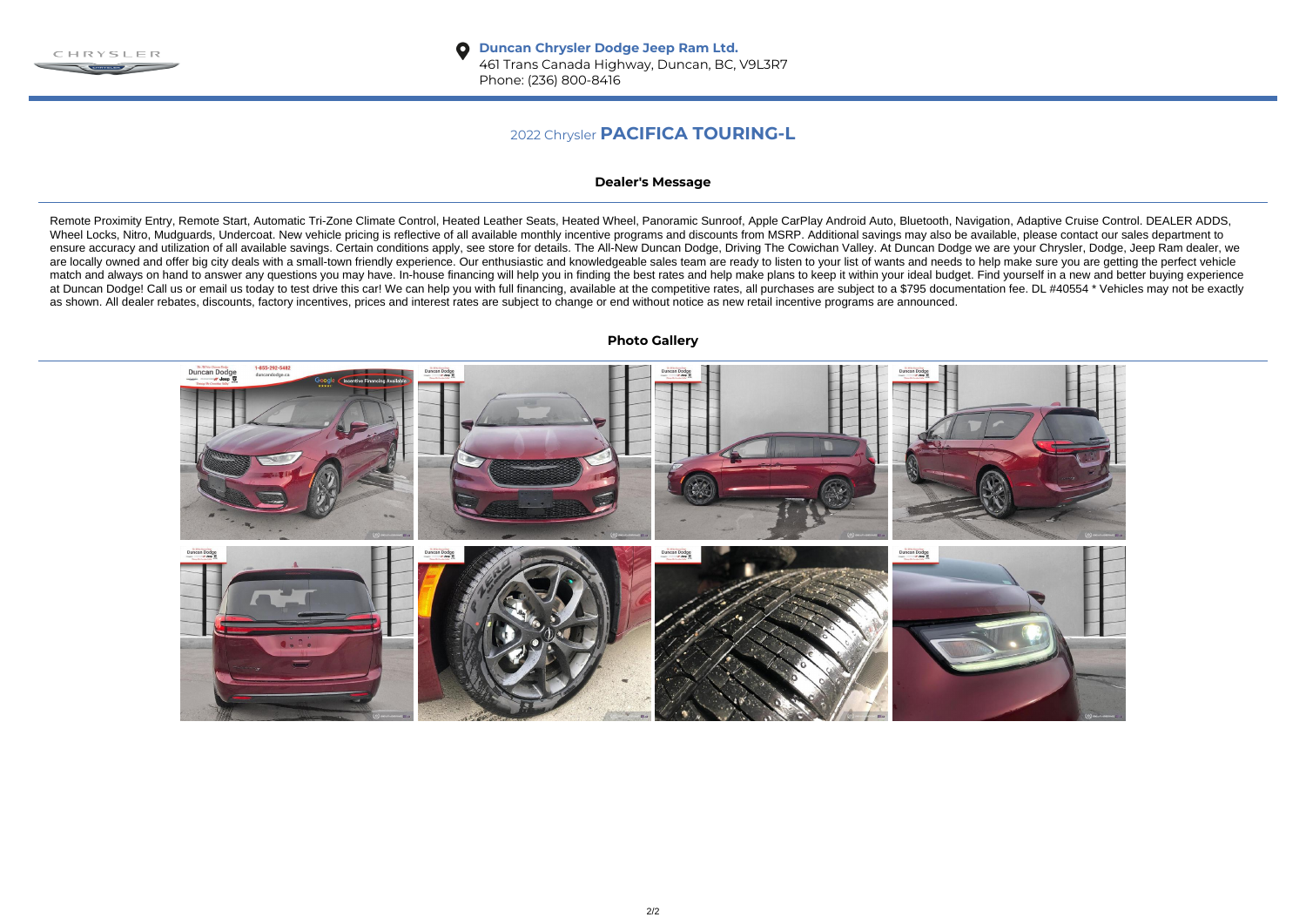CHRYSLER

**Duncan Chrysler Dodge Jeep Ram Ltd.**
461 Trans Canada Highway, Duncan, BC, V9L3R7
Phone: (236) 800-8416

# 2022 Chrysler **PACIFICA TOURING-L**

## Dealer's Message

Remote Proximity Entry, Remote Start, Automatic Tri-Zone Climate Control, Heated Leather Seats, Heated Wheel, Panoramic Sunroof, Apple CarPlay Android Auto, Bluetooth, Navigation, Adaptive Cruise Control. DEALER ADDS, Wheel Locks, Nitro, Mudguards, Undercoat. New vehicle pricing is reflective of all available monthly incentive programs and discounts from MSRP. Additional savings may also be available, please contact our sales department to ensure accuracy and utilization of all available savings. Certain conditions apply, see store for details. The All-New Duncan Dodge, Driving The Cowichan Valley. At Duncan Dodge we are your Chrysler, Dodge, Jeep Ram dealer, we are locally owned and offer big city deals with a small-town friendly experience. Our enthusiastic and knowledgeable sales team are ready to listen to your list of wants and needs to help make sure you are getting the perfect vehicle match and always on hand to answer any questions you may have. In-house financing will help you in finding the best rates and help make plans to keep it within your ideal budget. Find yourself in a new and better buying experience at Duncan Dodge! Call us or email us today to test drive this car! We can help you with full financing, available at the competitive rates, all purchases are subject to a $795 documentation fee. DL #40554 * Vehicles may not be exactly as shown. All dealer rebates, discounts, factory incentives, prices and interest rates are subject to change or end without notice as new retail incentive programs are announced.

## Photo Gallery